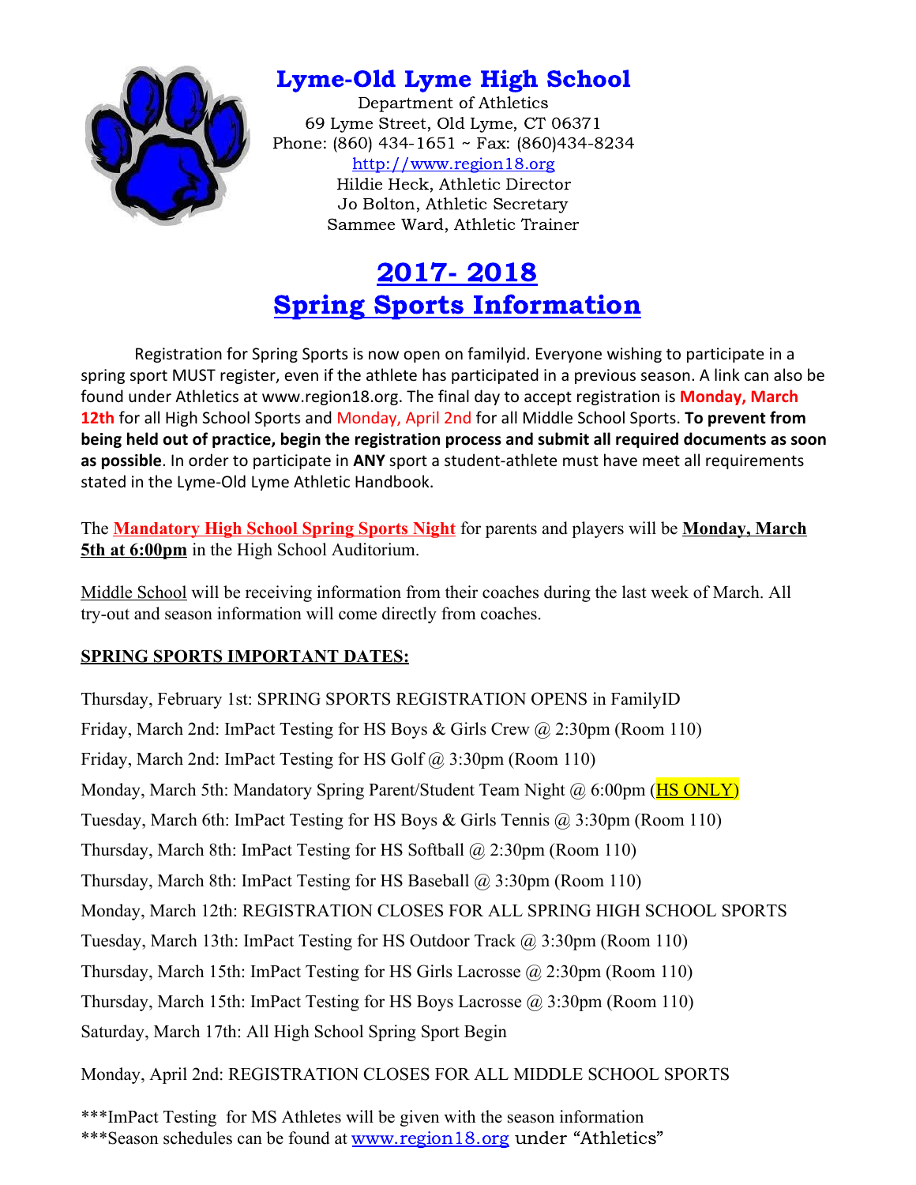# Lyme-Old Lyme High School

Department of Athletics
69 Lyme Street, Old Lyme, CT 06371
Phone: (860) 434-1651 ~ Fax: (860)434-8234
http://www.region18.org
Hildie Heck, Athletic Director
Jo Bolton, Athletic Secretary
Sammee Ward, Athletic Trainer

## 2017- 2018
## Spring Sports Information

Registration for Spring Sports is now open on familyid. Everyone wishing to participate in a spring sport MUST register, even if the athlete has participated in a previous season. A link can also be found under Athletics at www.region18.org. The final day to accept registration is **Monday, March 12th** for all High School Sports and Monday, April 2nd for all Middle School Sports. **To prevent from being held out of practice, begin the registration process and submit all required documents as soon as possible**. In order to participate in **ANY** sport a student-athlete must have meet all requirements stated in the Lyme-Old Lyme Athletic Handbook.

The **Mandatory High School Spring Sports Night** for parents and players will be **Monday, March 5th at 6:00pm** in the High School Auditorium.

Middle School will be receiving information from their coaches during the last week of March. All try-out and season information will come directly from coaches.

**SPRING SPORTS IMPORTANT DATES:**

Thursday, February 1st: SPRING SPORTS REGISTRATION OPENS in FamilyID

Friday, March 2nd: ImPact Testing for HS Boys & Girls Crew @ 2:30pm (Room 110)

Friday, March 2nd: ImPact Testing for HS Golf @ 3:30pm (Room 110)

Monday, March 5th: Mandatory Spring Parent/Student Team Night @ 6:00pm (HS ONLY)

Tuesday, March 6th: ImPact Testing for HS Boys & Girls Tennis @ 3:30pm (Room 110)

Thursday, March 8th: ImPact Testing for HS Softball @ 2:30pm (Room 110)

Thursday, March 8th: ImPact Testing for HS Baseball @ 3:30pm (Room 110)

Monday, March 12th: REGISTRATION CLOSES FOR ALL SPRING HIGH SCHOOL SPORTS

Tuesday, March 13th: ImPact Testing for HS Outdoor Track @ 3:30pm (Room 110)

Thursday, March 15th: ImPact Testing for HS Girls Lacrosse @ 2:30pm (Room 110)

Thursday, March 15th: ImPact Testing for HS Boys Lacrosse @ 3:30pm (Room 110)

Saturday, March 17th: All High School Spring Sport Begin

Monday, April 2nd: REGISTRATION CLOSES FOR ALL MIDDLE SCHOOL SPORTS

***ImPact Testing for MS Athletes will be given with the season information
***Season schedules can be found at www.region18.org under "Athletics"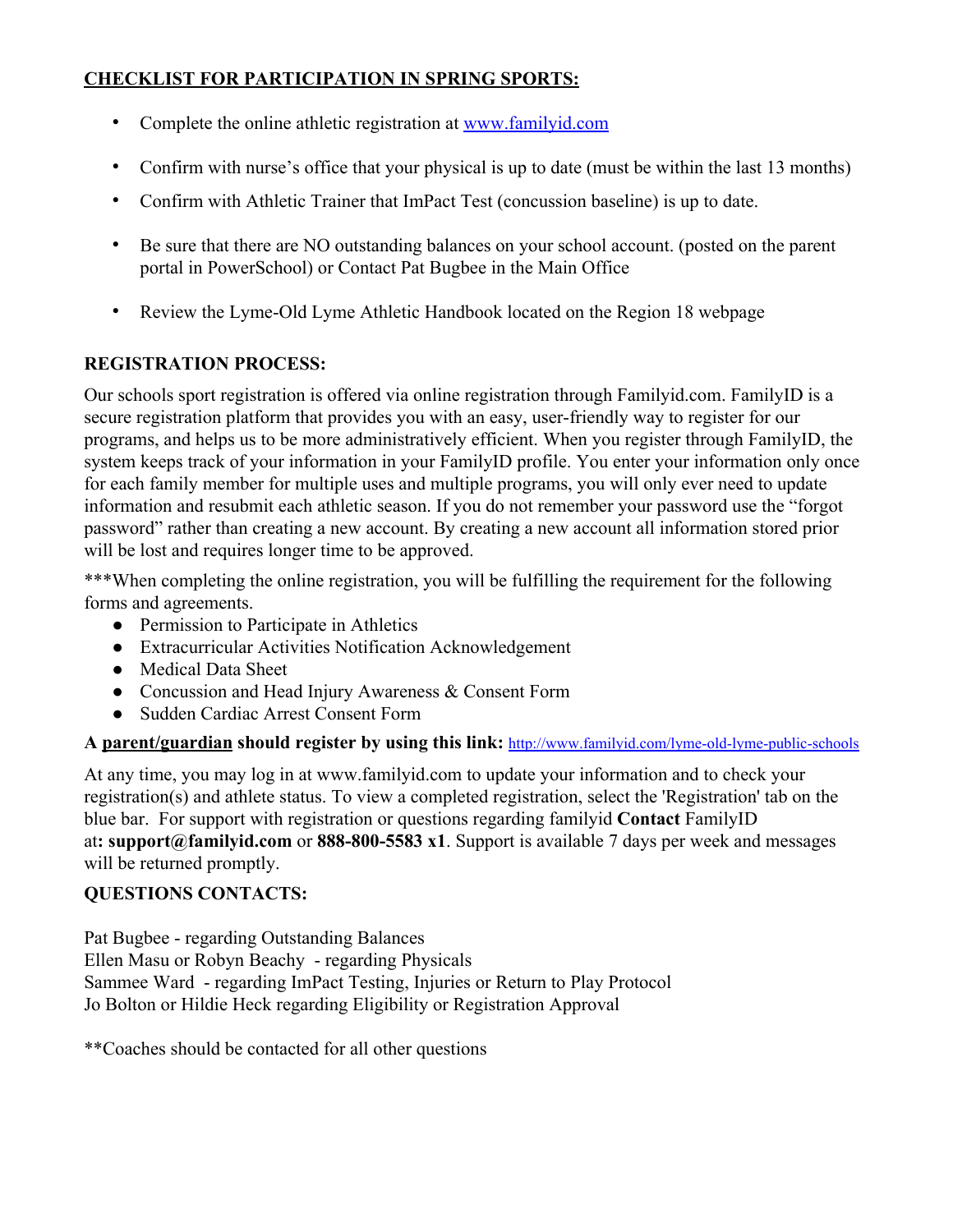**<u>CHECKLIST FOR PARTICIPATION IN SPRING SPORTS:</u>**

- Complete the online athletic registration at [www.familyid.com](http://www.familyid.com)
- Confirm with nurse's office that your physical is up to date (must be within the last 13 months)
- Confirm with Athletic Trainer that ImPact Test (concussion baseline) is up to date.
- Be sure that there are NO outstanding balances on your school account. (posted on the parent portal in PowerSchool) or Contact Pat Bugbee in the Main Office
- Review the Lyme-Old Lyme Athletic Handbook located on the Region 18 webpage

**REGISTRATION PROCESS:**

Our schools sport registration is offered via online registration through Familyid.com. FamilyID is a secure registration platform that provides you with an easy, user-friendly way to register for our programs, and helps us to be more administratively efficient. When you register through FamilyID, the system keeps track of your information in your FamilyID profile. You enter your information only once for each family member for multiple uses and multiple programs, you will only ever need to update information and resubmit each athletic season. If you do not remember your password use the "forgot password" rather than creating a new account. By creating a new account all information stored prior will be lost and requires longer time to be approved.

***When completing the online registration, you will be fulfilling the requirement for the following forms and agreements.

- Permission to Participate in Athletics
- Extracurricular Activities Notification Acknowledgement
- Medical Data Sheet
- Concussion and Head Injury Awareness & Consent Form
- Sudden Cardiac Arrest Consent Form

**A <u>parent/guardian</u> should register by using this link:** [http://www.familyid.com/lyme-old-lyme-public-schools](http://www.familyid.com/lyme-old-lyme-public-schools)

At any time, you may log in at www.familyid.com to update your information and to check your registration(s) and athlete status. To view a completed registration, select the 'Registration' tab on the blue bar. For support with registration or questions regarding familyid **Contact** FamilyID at**: support@familyid.com** or **888-800-5583 x1**. Support is available 7 days per week and messages will be returned promptly.

**QUESTIONS CONTACTS:**

Pat Bugbee - regarding Outstanding Balances
Ellen Masu or Robyn Beachy - regarding Physicals
Sammee Ward - regarding ImPact Testing, Injuries or Return to Play Protocol
Jo Bolton or Hildie Heck regarding Eligibility or Registration Approval

**Coaches should be contacted for all other questions